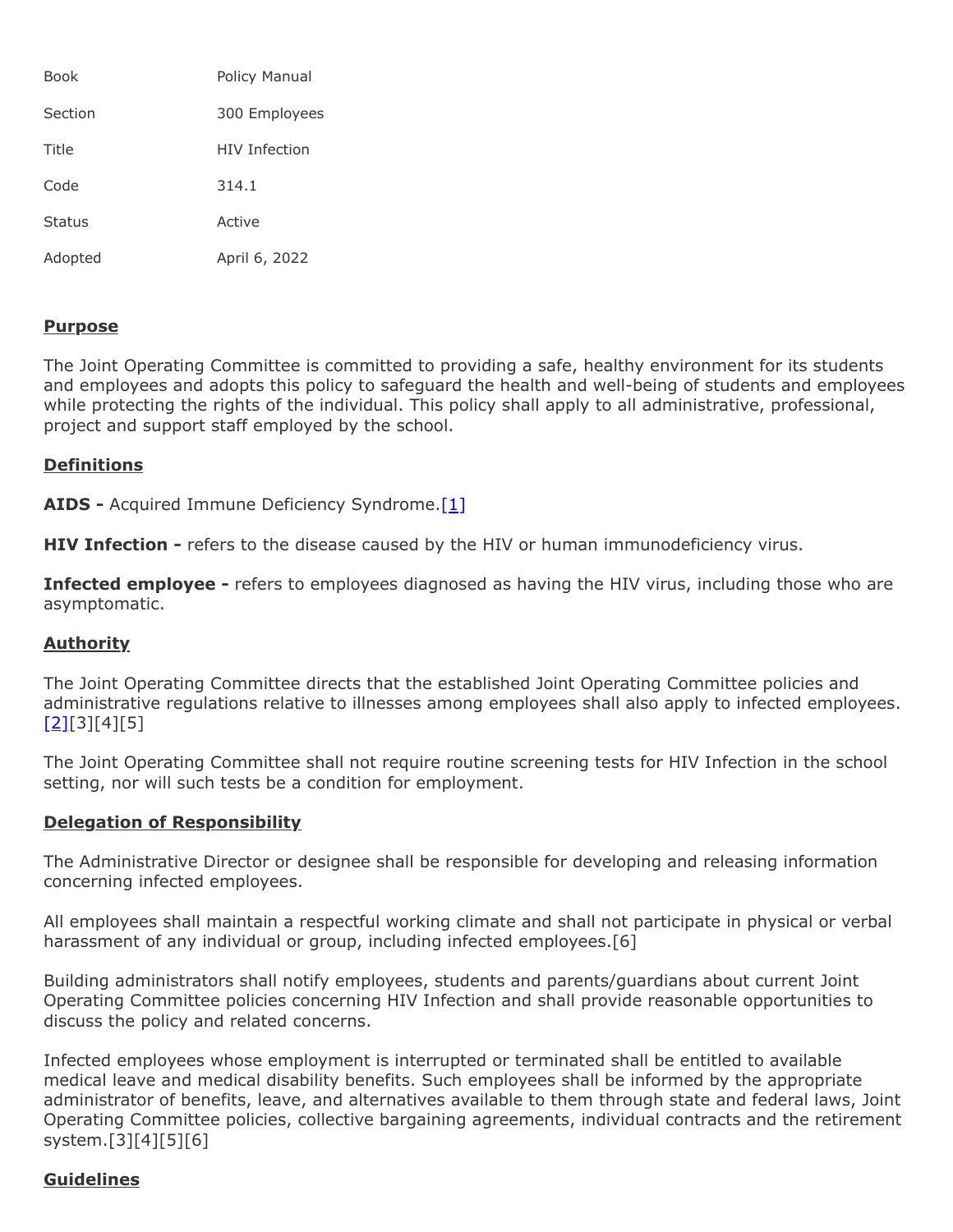| | |
|---|---|
| Book | Policy Manual |
| Section | 300 Employees |
| Title | HIV Infection |
| Code | 314.1 |
| Status | Active |
| Adopted | April 6, 2022 |

## Purpose

The Joint Operating Committee is committed to providing a safe, healthy environment for its students and employees and adopts this policy to safeguard the health and well-being of students and employees while protecting the rights of the individual. This policy shall apply to all administrative, professional, project and support staff employed by the school.

## Definitions

**AIDS -** Acquired Immune Deficiency Syndrome.[1]

**HIV Infection -** refers to the disease caused by the HIV or human immunodeficiency virus.

**Infected employee -** refers to employees diagnosed as having the HIV virus, including those who are asymptomatic.

## Authority

The Joint Operating Committee directs that the established Joint Operating Committee policies and administrative regulations relative to illnesses among employees shall also apply to infected employees.[2][3][4][5]

The Joint Operating Committee shall not require routine screening tests for HIV Infection in the school setting, nor will such tests be a condition for employment.

## Delegation of Responsibility

The Administrative Director or designee shall be responsible for developing and releasing information concerning infected employees.

All employees shall maintain a respectful working climate and shall not participate in physical or verbal harassment of any individual or group, including infected employees.[6]

Building administrators shall notify employees, students and parents/guardians about current Joint Operating Committee policies concerning HIV Infection and shall provide reasonable opportunities to discuss the policy and related concerns.

Infected employees whose employment is interrupted or terminated shall be entitled to available medical leave and medical disability benefits. Such employees shall be informed by the appropriate administrator of benefits, leave, and alternatives available to them through state and federal laws, Joint Operating Committee policies, collective bargaining agreements, individual contracts and the retirement system.[3][4][5][6]

## Guidelines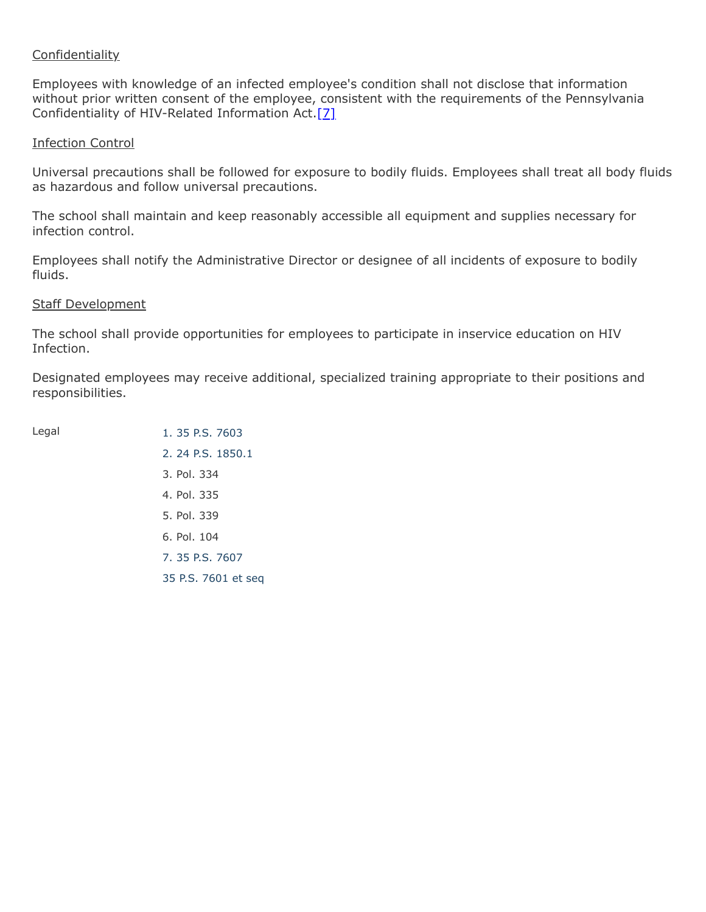<u>Confidentiality</u>

Employees with knowledge of an infected employee's condition shall not disclose that information without prior written consent of the employee, consistent with the requirements of the Pennsylvania Confidentiality of HIV-Related Information Act.[7]

<u>Infection Control</u>

Universal precautions shall be followed for exposure to bodily fluids. Employees shall treat all body fluids as hazardous and follow universal precautions.

The school shall maintain and keep reasonably accessible all equipment and supplies necessary for infection control.

Employees shall notify the Administrative Director or designee of all incidents of exposure to bodily fluids.

<u>Staff Development</u>

The school shall provide opportunities for employees to participate in inservice education on HIV Infection.

Designated employees may receive additional, specialized training appropriate to their positions and responsibilities.

Legal

1. 35 P.S. 7603
2. 24 P.S. 1850.1
3. Pol. 334
4. Pol. 335
5. Pol. 339
6. Pol. 104
7. 35 P.S. 7607

35 P.S. 7601 et seq